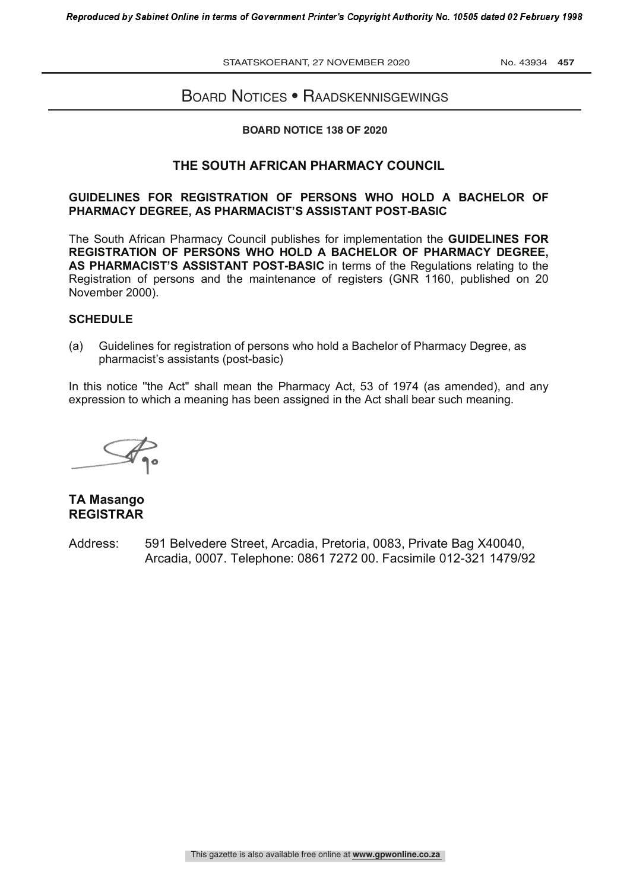# Board Notices • Raadskennisgewings

**BOARD NOTICE 138 OF 2020**

## THE SOUTH AFRICAN PHARMACY COUNCIL

### GUIDELINES FOR REGISTRATION OF PERSONS WHO HOLD A BACHELOR OF PHARMACY DEGREE, AS PHARMACIST'S ASSISTANT POST-BASIC

The South African Pharmacy Council publishes for implementation the **GUIDELINES FOR REGISTRATION OF PERSONS WHO HOLD A BACHELOR OF PHARMACY DEGREE, AS PHARMACIST'S ASSISTANT POST-BASIC** in terms of the Regulations relating to the Registration of persons and the maintenance of registers (GNR 1160, published on 20 November 2000).

**SCHEDULE**

(a) Guidelines for registration of persons who hold a Bachelor of Pharmacy Degree, as pharmacist's assistants (post-basic)

In this notice "the Act" shall mean the Pharmacy Act, 53 of 1974 (as amended), and any expression to which a meaning has been assigned in the Act shall bear such meaning.

**TA Masango**
**REGISTRAR**

Address: 591 Belvedere Street, Arcadia, Pretoria, 0083, Private Bag X40040, Arcadia, 0007. Telephone: 0861 7272 00. Facsimile 012-321 1479/92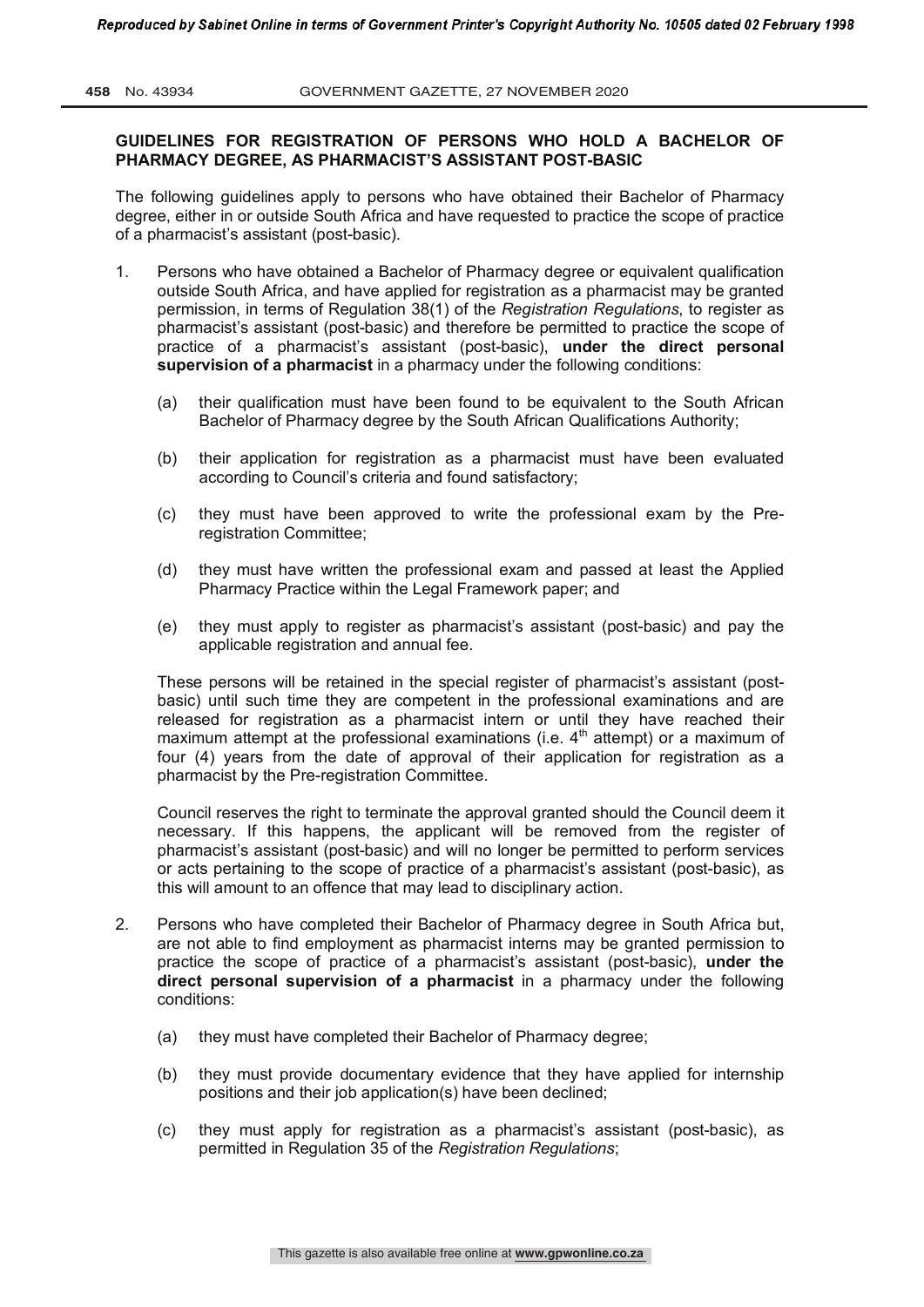**GUIDELINES FOR REGISTRATION OF PERSONS WHO HOLD A BACHELOR OF PHARMACY DEGREE, AS PHARMACIST'S ASSISTANT POST-BASIC**

The following guidelines apply to persons who have obtained their Bachelor of Pharmacy degree, either in or outside South Africa and have requested to practice the scope of practice of a pharmacist's assistant (post-basic).

1. Persons who have obtained a Bachelor of Pharmacy degree or equivalent qualification outside South Africa, and have applied for registration as a pharmacist may be granted permission, in terms of Regulation 38(1) of the *Registration Regulations*, to register as pharmacist's assistant (post-basic) and therefore be permitted to practice the scope of practice of a pharmacist's assistant (post-basic), **under the direct personal supervision of a pharmacist** in a pharmacy under the following conditions:

   (a) their qualification must have been found to be equivalent to the South African Bachelor of Pharmacy degree by the South African Qualifications Authority;

   (b) their application for registration as a pharmacist must have been evaluated according to Council's criteria and found satisfactory;

   (c) they must have been approved to write the professional exam by the Pre-registration Committee;

   (d) they must have written the professional exam and passed at least the Applied Pharmacy Practice within the Legal Framework paper; and

   (e) they must apply to register as pharmacist's assistant (post-basic) and pay the applicable registration and annual fee.

   These persons will be retained in the special register of pharmacist's assistant (post-basic) until such time they are competent in the professional examinations and are released for registration as a pharmacist intern or until they have reached their maximum attempt at the professional examinations (i.e. 4th attempt) or a maximum of four (4) years from the date of approval of their application for registration as a pharmacist by the Pre-registration Committee.

   Council reserves the right to terminate the approval granted should the Council deem it necessary. If this happens, the applicant will be removed from the register of pharmacist's assistant (post-basic) and will no longer be permitted to perform services or acts pertaining to the scope of practice of a pharmacist's assistant (post-basic), as this will amount to an offence that may lead to disciplinary action.

2. Persons who have completed their Bachelor of Pharmacy degree in South Africa but, are not able to find employment as pharmacist interns may be granted permission to practice the scope of practice of a pharmacist's assistant (post-basic), **under the direct personal supervision of a pharmacist** in a pharmacy under the following conditions:

   (a) they must have completed their Bachelor of Pharmacy degree;

   (b) they must provide documentary evidence that they have applied for internship positions and their job application(s) have been declined;

   (c) they must apply for registration as a pharmacist's assistant (post-basic), as permitted in Regulation 35 of the *Registration Regulations*;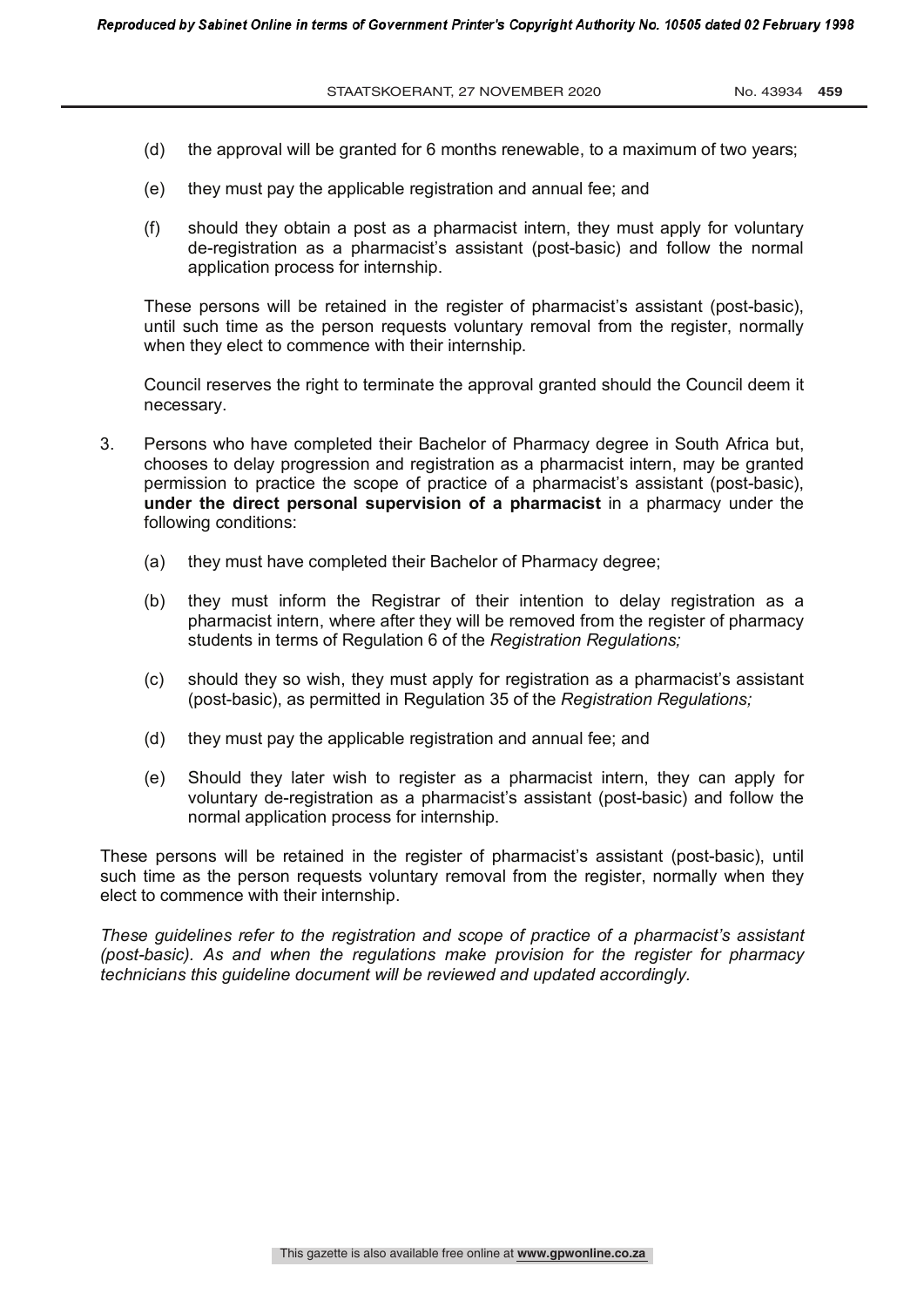(d) the approval will be granted for 6 months renewable, to a maximum of two years;

(e) they must pay the applicable registration and annual fee; and

(f) should they obtain a post as a pharmacist intern, they must apply for voluntary de-registration as a pharmacist's assistant (post-basic) and follow the normal application process for internship.

These persons will be retained in the register of pharmacist's assistant (post-basic), until such time as the person requests voluntary removal from the register, normally when they elect to commence with their internship.

Council reserves the right to terminate the approval granted should the Council deem it necessary.

3. Persons who have completed their Bachelor of Pharmacy degree in South Africa but, chooses to delay progression and registration as a pharmacist intern, may be granted permission to practice the scope of practice of a pharmacist's assistant (post-basic), **under the direct personal supervision of a pharmacist** in a pharmacy under the following conditions:

   (a) they must have completed their Bachelor of Pharmacy degree;

   (b) they must inform the Registrar of their intention to delay registration as a pharmacist intern, where after they will be removed from the register of pharmacy students in terms of Regulation 6 of the *Registration Regulations;*

   (c) should they so wish, they must apply for registration as a pharmacist's assistant (post-basic), as permitted in Regulation 35 of the *Registration Regulations;*

   (d) they must pay the applicable registration and annual fee; and

   (e) Should they later wish to register as a pharmacist intern, they can apply for voluntary de-registration as a pharmacist's assistant (post-basic) and follow the normal application process for internship.

These persons will be retained in the register of pharmacist's assistant (post-basic), until such time as the person requests voluntary removal from the register, normally when they elect to commence with their internship.

*These guidelines refer to the registration and scope of practice of a pharmacist's assistant (post-basic). As and when the regulations make provision for the register for pharmacy technicians this guideline document will be reviewed and updated accordingly.*